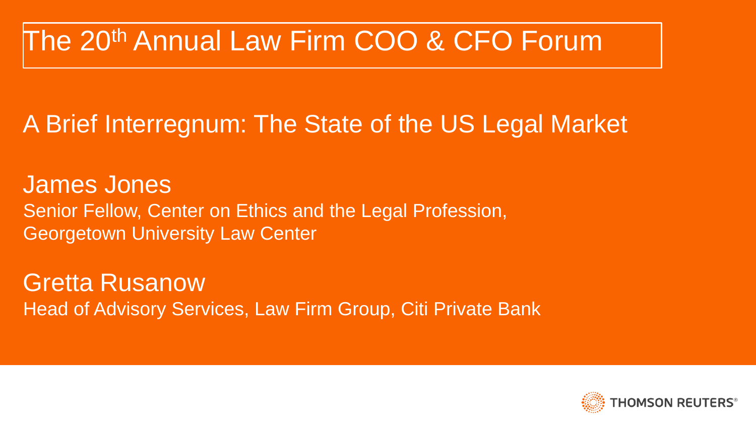# The 20th Annual Law Firm COO & CFO Forum

## A Brief Interregnum: The State of the US Legal Market

**James Jones**
Senior Fellow, Center on Ethics and the Legal Profession,
Georgetown University Law Center

**Gretta Rusanow**
Head of Advisory Services, Law Firm Group, Citi Private Bank

THOMSON REUTERS®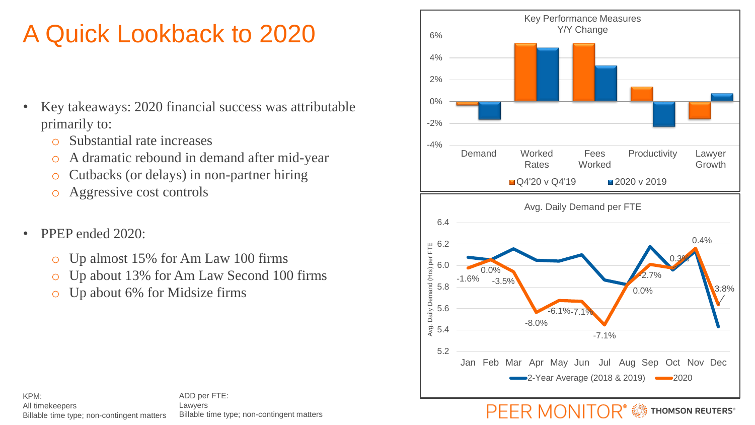# A Quick Lookback to 2020

- Key takeaways: 2020 financial success was attributable primarily to:
  - Substantial rate increases
  - A dramatic rebound in demand after mid-year
  - Cutbacks (or delays) in non-partner hiring
  - Aggressive cost controls

- PPEP ended 2020:
  - Up almost 15% for Am Law 100 firms
  - Up about 13% for Am Law Second 100 firms
  - Up about 6% for Midsize firms

**Key Performance Measures Y/Y Change**

Categories: Demand, Worked Rates, Fees Worked, Productivity, Lawyer Growth

Legend: Q4'20 v Q4'19; 2020 v 2019

**Avg. Daily Demand per FTE**

Months: Jan, Feb, Mar, Apr, May, Jun, Jul, Aug, Sep, Oct, Nov, Dec

Labels: -1.6%, 0.0%, -3.5%, -8.0%, -6.1%, -7.1%, -7.1%, 0.0%, 2.7%, 0.3%, 0.4%, 3.8%

Legend: 2-Year Average (2018 & 2019); 2020

KPM:
All timekeepers
Billable time type; non-contingent matters

ADD per FTE:
Lawyers
Billable time type; non-contingent matters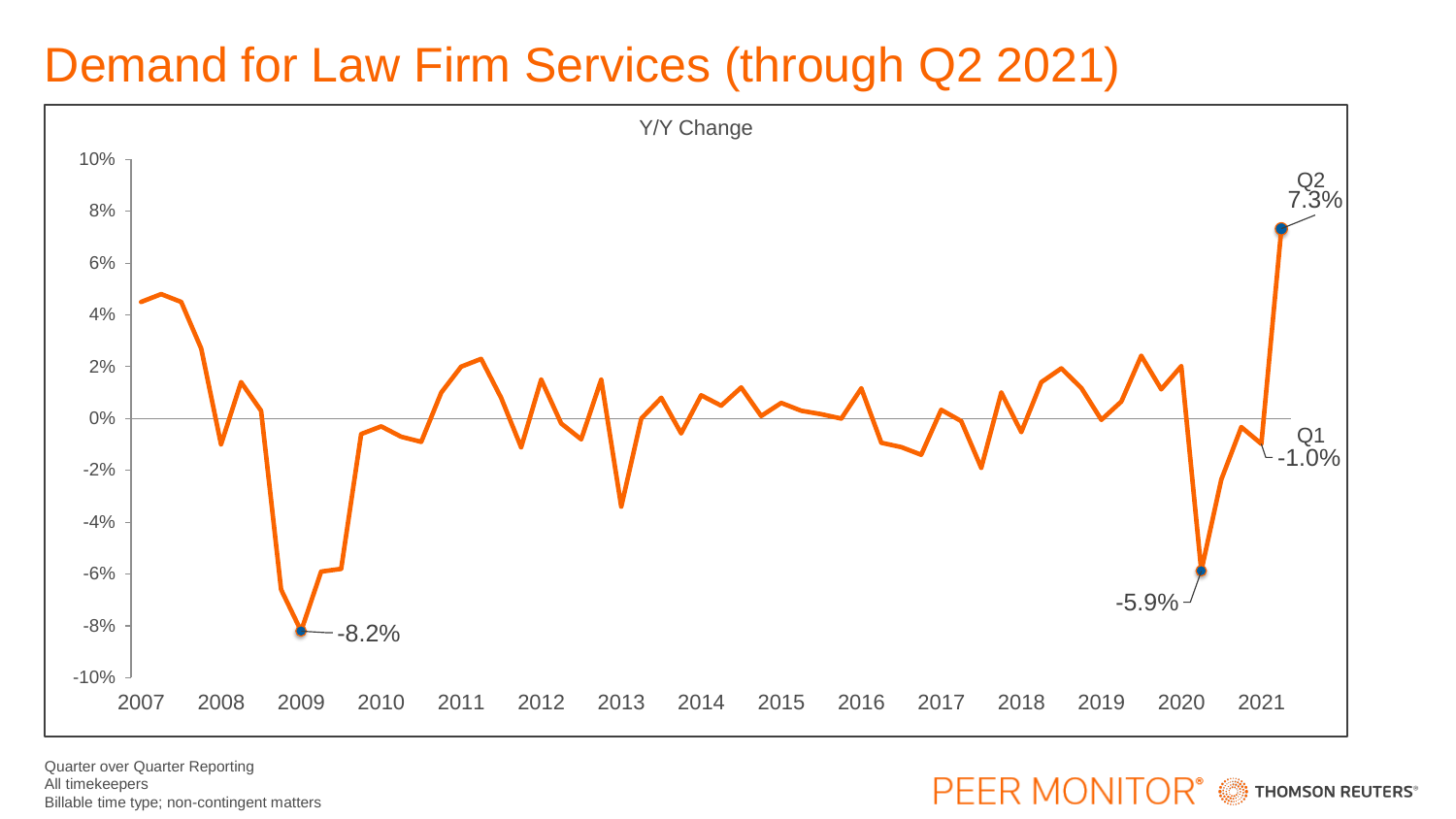# Demand for Law Firm Services (through Q2 2021)

Y/Y Change

10%
8%
6%
4%
2%
0%
-2%
-4%
-6%
-8%
-10%

2007 2008 2009 2010 2011 2012 2013 2014 2015 2016 2017 2018 2019 2020 2021

-8.2%

-5.9%

Q1 -1.0%

Q2 7.3%

Quarter over Quarter Reporting
All timekeepers
Billable time type; non-contingent matters

PEER MONITOR® THOMSON REUTERS®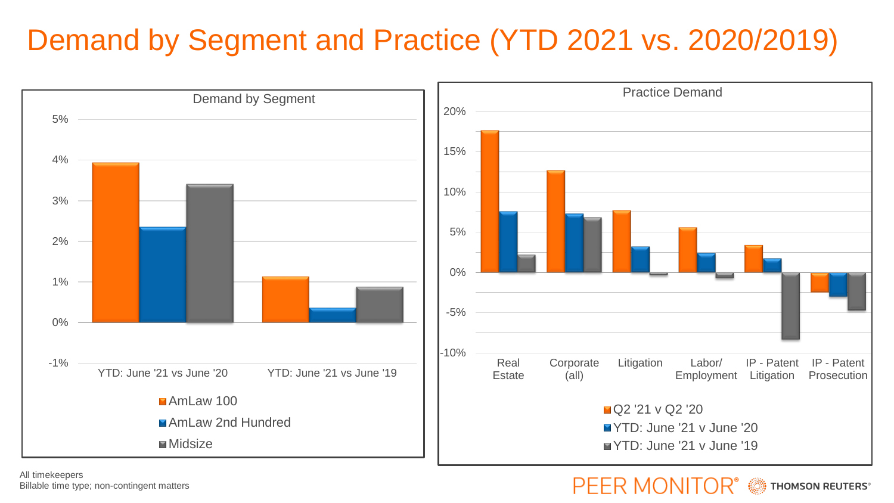# Demand by Segment and Practice (YTD 2021 vs. 2020/2019)

**Demand by Segment**

| | AmLaw 100 | AmLaw 2nd Hundred | Midsize |
|---|---|---|---|
| YTD: June '21 vs June '20 | | | |
| YTD: June '21 vs June '19 | | | |

**Practice Demand**

| | Q2 '21 v Q2 '20 | YTD: June '21 v June '20 | YTD: June '21 v June '19 |
|---|---|---|---|
| Real Estate | | | |
| Corporate (all) | | | |
| Litigation | | | |
| Labor/ Employment | | | |
| IP - Patent Litigation | | | |
| IP - Patent Prosecution | | | |

All timekeepers
Billable time type; non-contingent matters

PEER MONITOR® THOMSON REUTERS®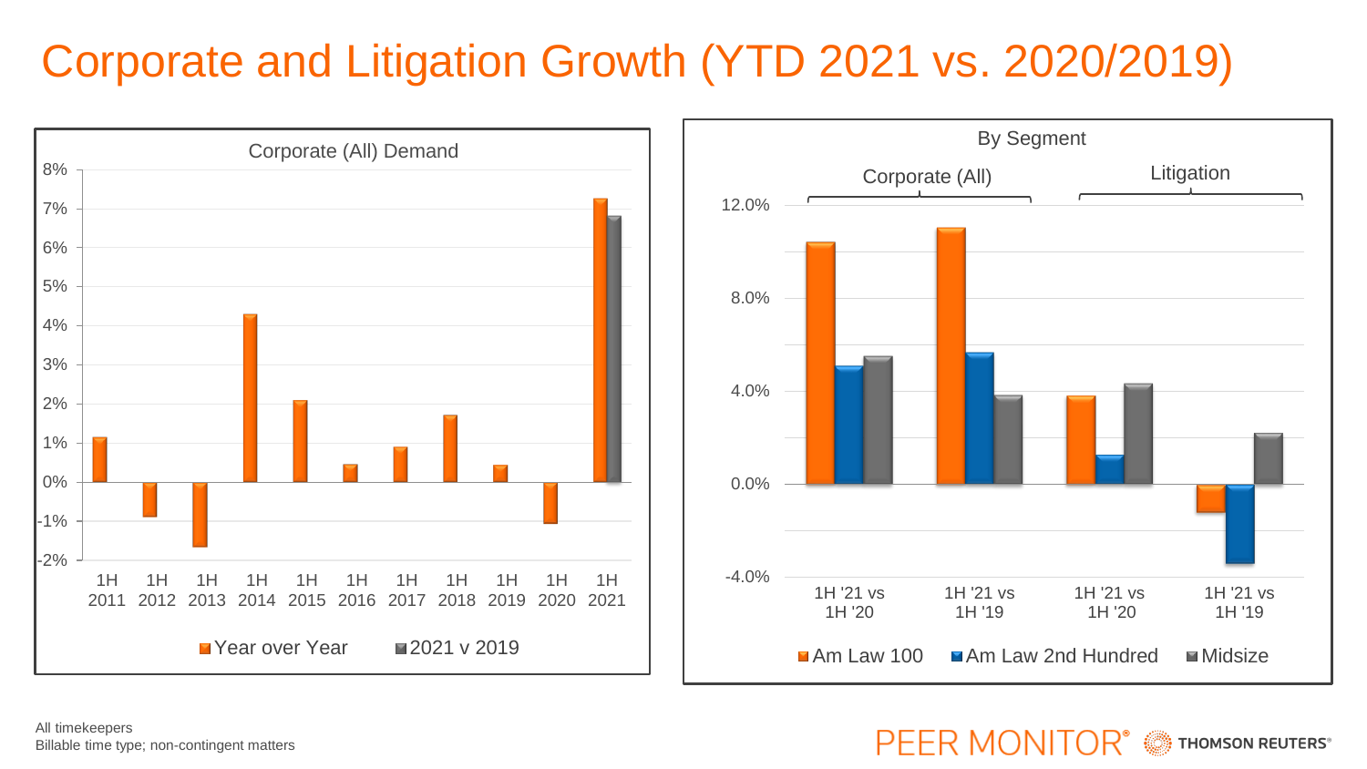# Corporate and Litigation Growth (YTD 2021 vs. 2020/2019)

**Corporate (All) Demand**

| | Year over Year | 2021 v 2019 |
|---|---|---|
| 1H 2011 | 1.1% | |
| 1H 2012 | -0.9% | |
| 1H 2013 | -1.7% | |
| 1H 2014 | 4.3% | |
| 1H 2015 | 2.1% | |
| 1H 2016 | 0.4% | |
| 1H 2017 | 0.9% | |
| 1H 2018 | 1.7% | |
| 1H 2019 | 0.4% | |
| 1H 2020 | -1.1% | |
| 1H 2021 | 7.3% | 6.8% |

**By Segment**

| | Corporate (All) | | Litigation | |
|---|---|---|---|---|
| | 1H '21 vs 1H '20 | 1H '21 vs 1H '19 | 1H '21 vs 1H '20 | 1H '21 vs 1H '19 |
| Am Law 100 | 10.4% | 11.0% | 3.8% | -1.2% |
| Am Law 2nd Hundred | 5.1% | 5.6% | 1.2% | -3.4% |
| Midsize | 5.5% | 3.8% | 4.3% | 2.2% |

All timekeepers
Billable time type; non-contingent matters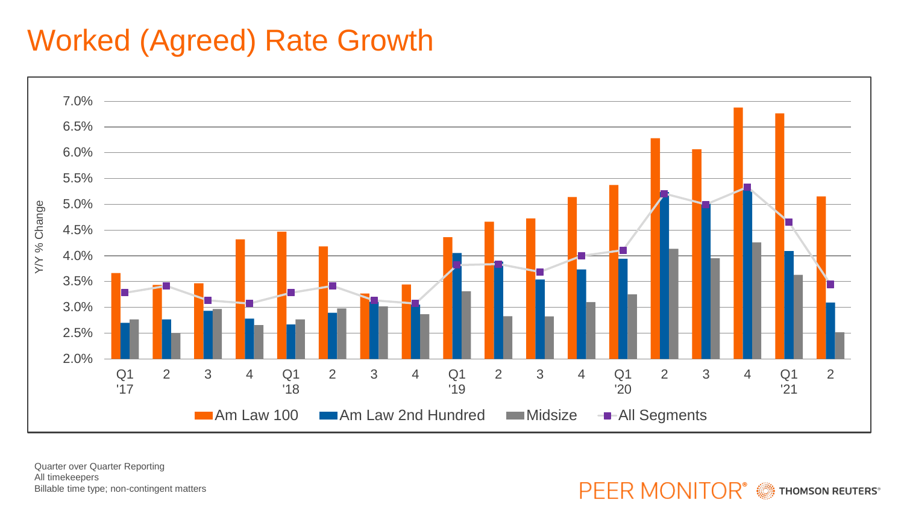# Worked (Agreed) Rate Growth

Quarter over Quarter Reporting
All timekeepers
Billable time type; non-contingent matters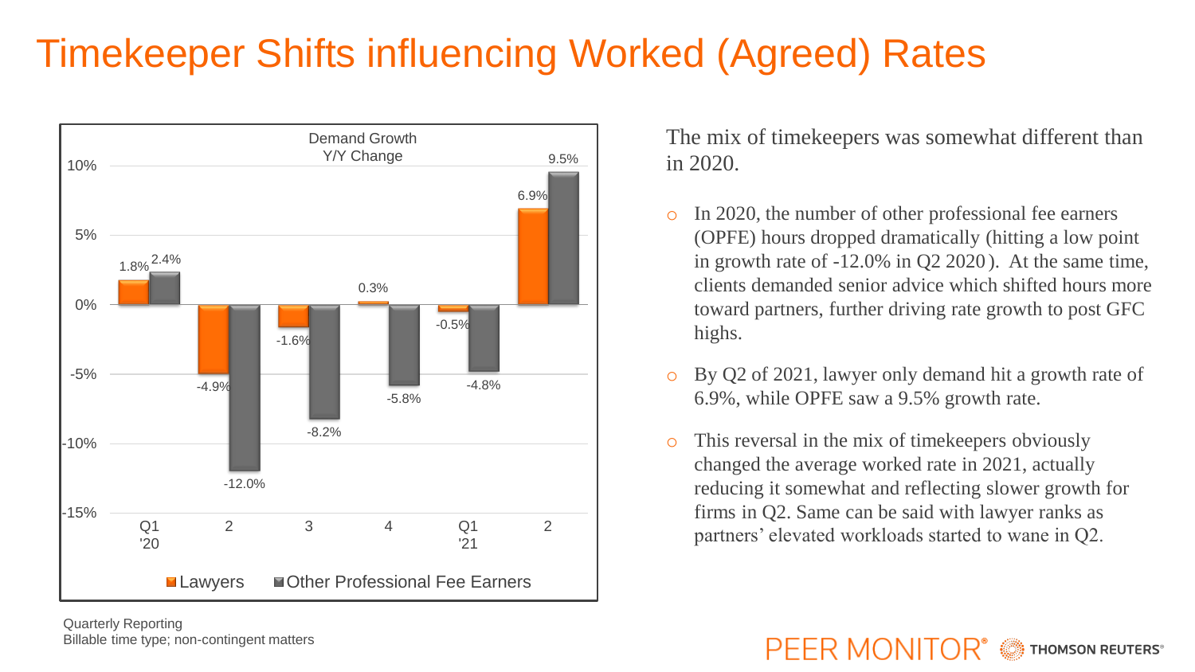# Timekeeper Shifts influencing Worked (Agreed) Rates

**Demand Growth Y/Y Change**

| Quarter | Lawyers | Other Professional Fee Earners |
|---|---|---|
| Q1 '20 | 1.8% | 2.4% |
| 2 | -4.9% | -12.0% |
| 3 | -1.6% | -8.2% |
| 4 | 0.3% | -5.8% |
| Q1 '21 | -0.5% | -4.8% |
| 2 | 6.9% | 9.5% |

Quarterly Reporting
Billable time type; non-contingent matters

The mix of timekeepers was somewhat different than in 2020.

- In 2020, the number of other professional fee earners (OPFE) hours dropped dramatically (hitting a low point in growth rate of -12.0% in Q2 2020). At the same time, clients demanded senior advice which shifted hours more toward partners, further driving rate growth to post GFC highs.
- By Q2 of 2021, lawyer only demand hit a growth rate of 6.9%, while OPFE saw a 9.5% growth rate.
- This reversal in the mix of timekeepers obviously changed the average worked rate in 2021, actually reducing it somewhat and reflecting slower growth for firms in Q2. Same can be said with lawyer ranks as partners' elevated workloads started to wane in Q2.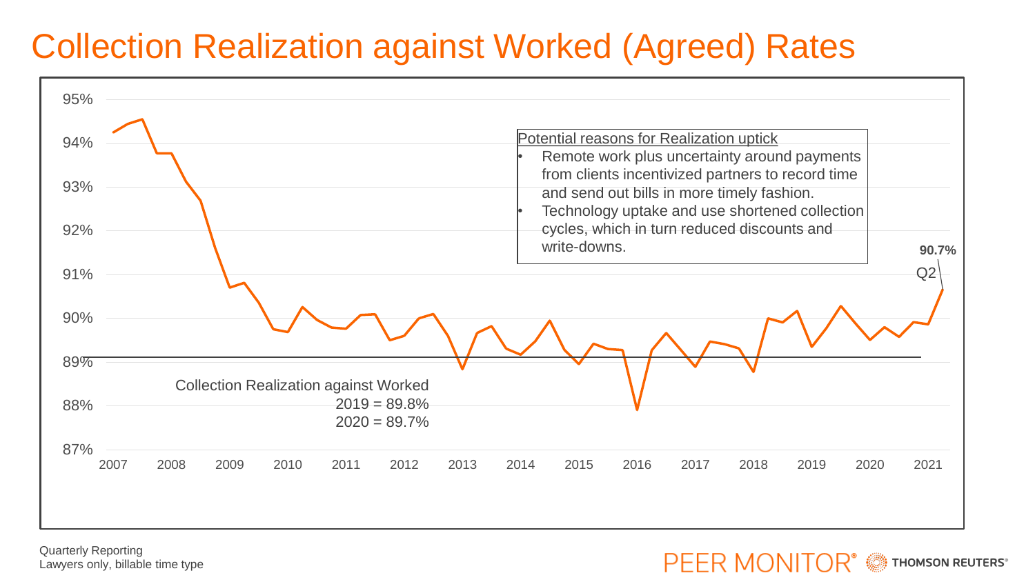# Collection Realization against Worked (Agreed) Rates

Potential reasons for Realization uptick

- Remote work plus uncertainty around payments from clients incentivized partners to record time and send out bills in more timely fashion.
- Technology uptake and use shortened collection cycles, which in turn reduced discounts and write-downs.

**90.7%**

Q2

Collection Realization against Worked
2019 = 89.8%
2020 = 89.7%

95%
94%
93%
92%
91%
90%
89%
88%
87%

2007 2008 2009 2010 2011 2012 2013 2014 2015 2016 2017 2018 2019 2020 2021

Quarterly Reporting
Lawyers only, billable time type

PEER MONITOR® THOMSON REUTERS®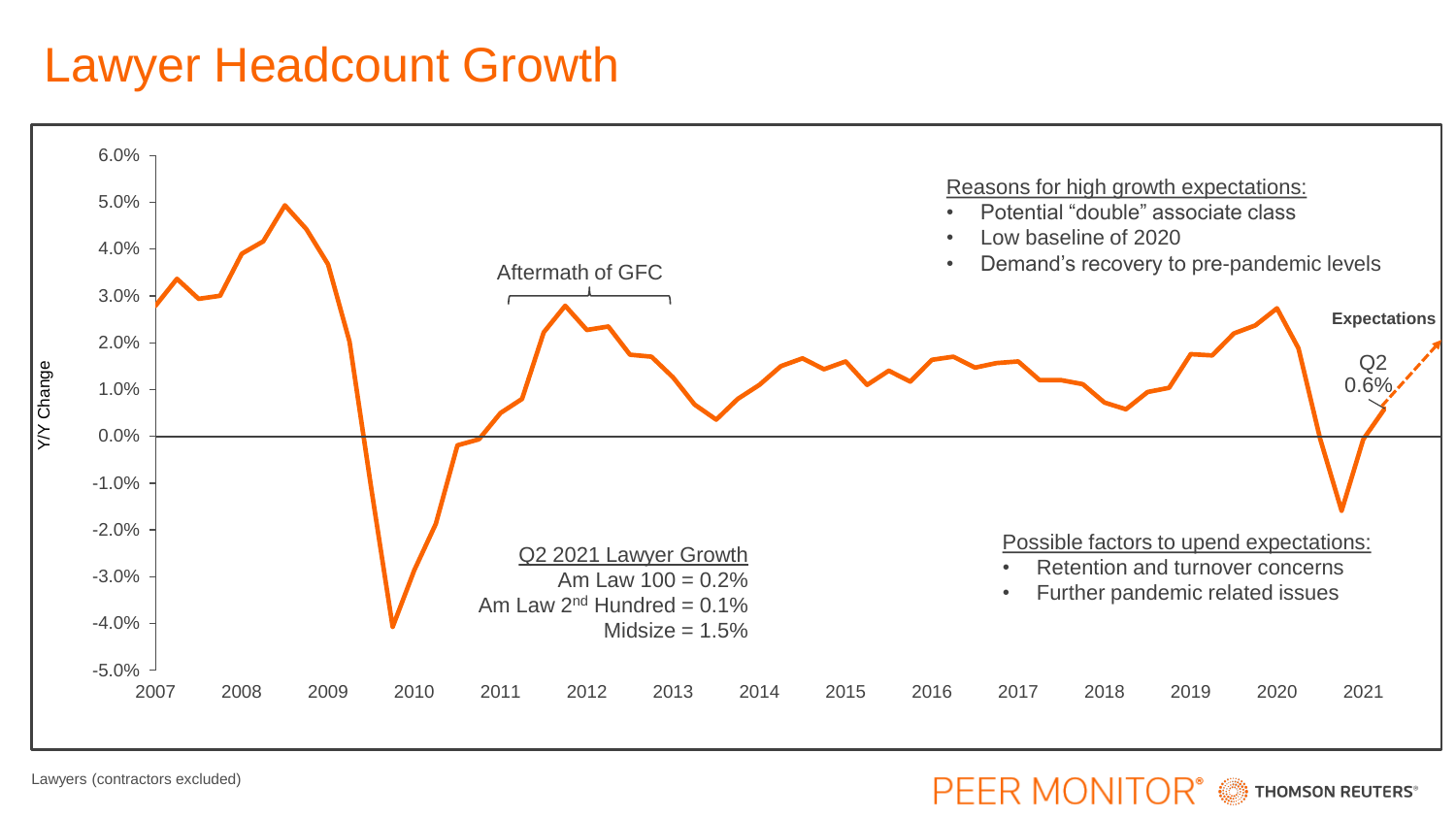# Lawyer Headcount Growth

Y/Y Change

Aftermath of GFC

Reasons for high growth expectations:

- Potential “double” associate class
- Low baseline of 2020
- Demand’s recovery to pre-pandemic levels

Expectations

Q2 0.6%

Q2 2021 Lawyer Growth
Am Law 100 = 0.2%
Am Law 2nd Hundred = 0.1%
Midsize = 1.5%

Possible factors to upend expectations:

- Retention and turnover concerns
- Further pandemic related issues

Lawyers (contractors excluded)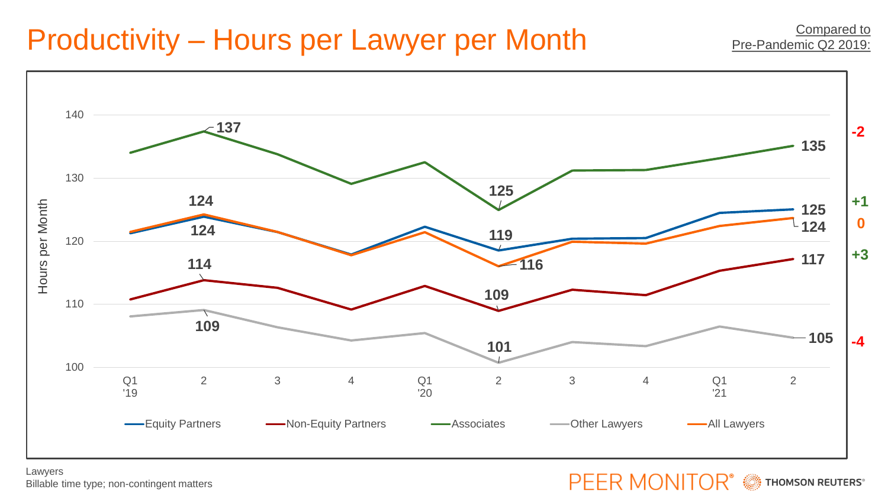# Productivity – Hours per Lawyer per Month

Compared to Pre-Pandemic Q2 2019:

| Series | Q1 '19 | Q2 '19 | Q2 '20 | Q2 '21 | Compared to Pre-Pandemic Q2 2019 |
|---|---|---|---|---|---|
| Associates | | 137 | 125 | 135 | -2 |
| Equity Partners | | 124 | 119 | 125 | +1 |
| All Lawyers | | 124 | 116 | 124 | 0 |
| Non-Equity Partners | | 114 | 109 | 117 | +3 |
| Other Lawyers | | 109 | 101 | 105 | -4 |

Hours per Month (y-axis: 100–140); Quarters Q1 '19 through Q2 '21

Legend: Equity Partners, Non-Equity Partners, Associates, Other Lawyers, All Lawyers

Lawyers
Billable time type; non-contingent matters

PEER MONITOR® THOMSON REUTERS®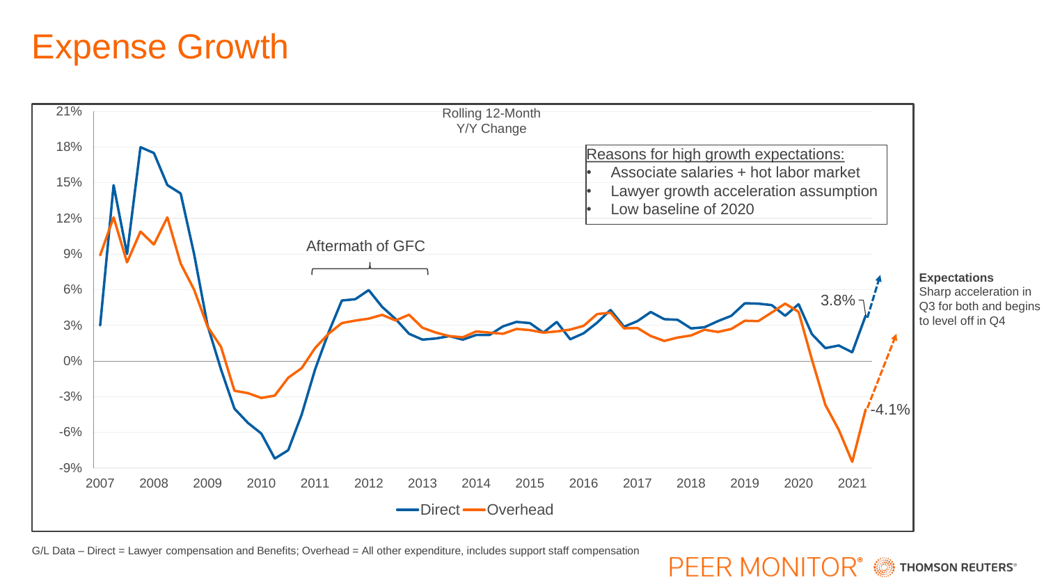# Expense Growth

Rolling 12-Month
Y/Y Change

Reasons for high growth expectations:
- Associate salaries + hot labor market
- Lawyer growth acceleration assumption
- Low baseline of 2020

Aftermath of GFC

3.8%

-4.1%

Direct  Overhead

**Expectations**
Sharp acceleration in Q3 for both and begins to level off in Q4

G/L Data – Direct = Lawyer compensation and Benefits; Overhead = All other expenditure, includes support staff compensation

PEER MONITOR® THOMSON REUTERS®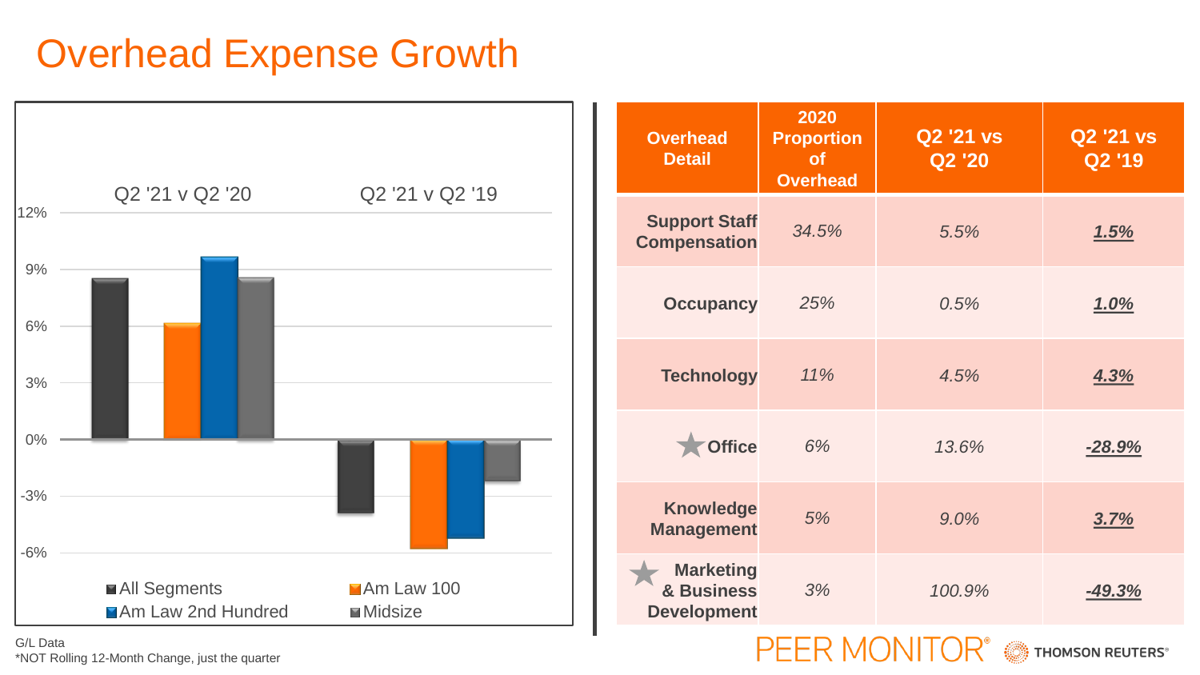# Overhead Expense Growth

Q2 '21 v Q2 '20 | Q2 '21 v Q2 '19

12%
9%
6%
3%
0%
-3%
-6%

■ All Segments ■ Am Law 100 ■ Am Law 2nd Hundred ■ Midsize

G/L Data
*NOT Rolling 12-Month Change, just the quarter

| Overhead Detail | 2020 Proportion of Overhead | Q2 '21 vs Q2 '20 | Q2 '21 vs Q2 '19 |
|---|---|---|---|
| **Support Staff Compensation** | *34.5%* | *5.5%* | ***1.5%*** |
| **Occupancy** | *25%* | *0.5%* | ***1.0%*** |
| **Technology** | *11%* | *4.5%* | ***4.3%*** |
| ★ **Office** | *6%* | *13.6%* | ***-28.9%*** |
| **Knowledge Management** | *5%* | *9.0%* | ***3.7%*** |
| ★ **Marketing & Business Development** | *3%* | *100.9%* | ***-49.3%*** |

PEER MONITOR® THOMSON REUTERS®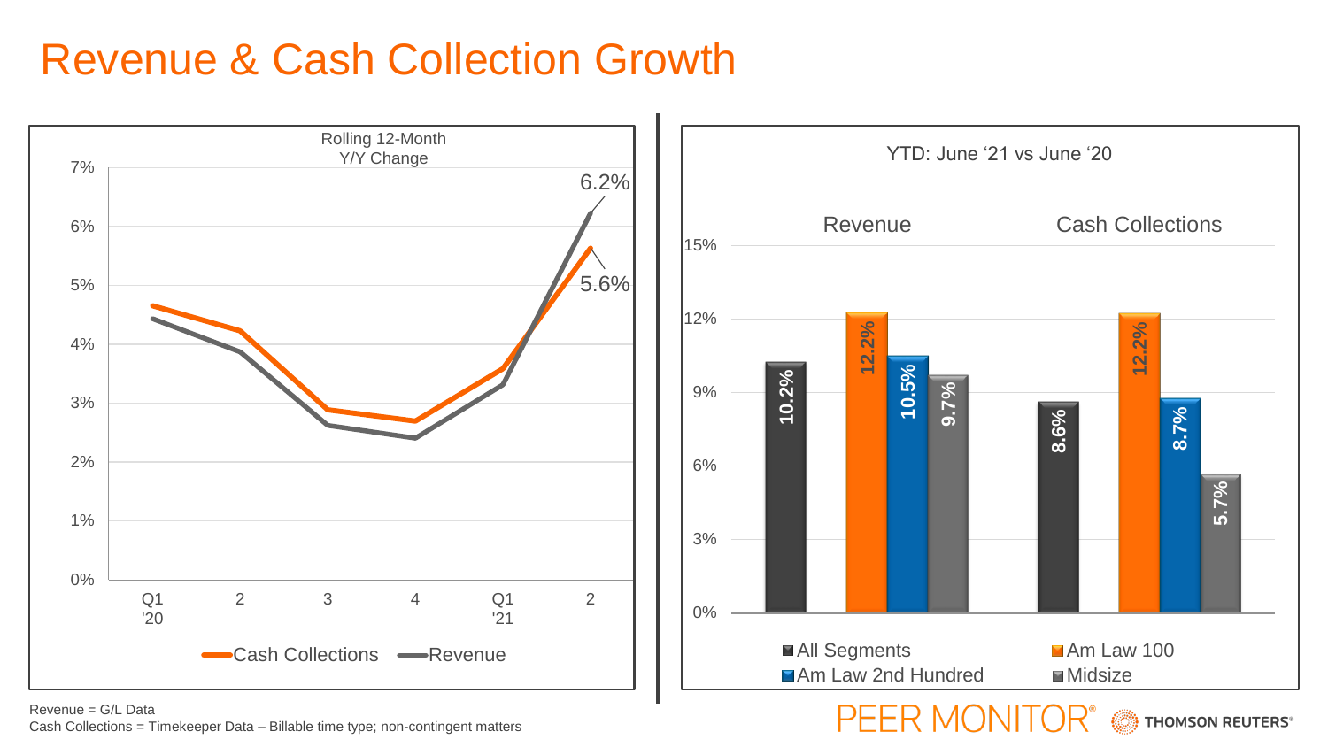# Revenue & Cash Collection Growth

**Rolling 12-Month Y/Y Change**

| Quarter | Cash Collections | Revenue |
|---|---|---|
| Q1 '20 | | |
| 2 | | |
| 3 | | |
| 4 | | |
| Q1 '21 | | |
| 2 | 5.6% | 6.2% |

**YTD: June '21 vs June '20**

| | All Segments | Am Law 100 | Am Law 2nd Hundred | Midsize |
|---|---|---|---|---|
| Revenue | 10.2% | 12.2% | 10.5% | 9.7% |
| Cash Collections | 8.6% | 12.2% | 8.7% | 5.7% |

Revenue = G/L Data
Cash Collections = Timekeeper Data – Billable time type; non-contingent matters

PEER MONITOR® THOMSON REUTERS®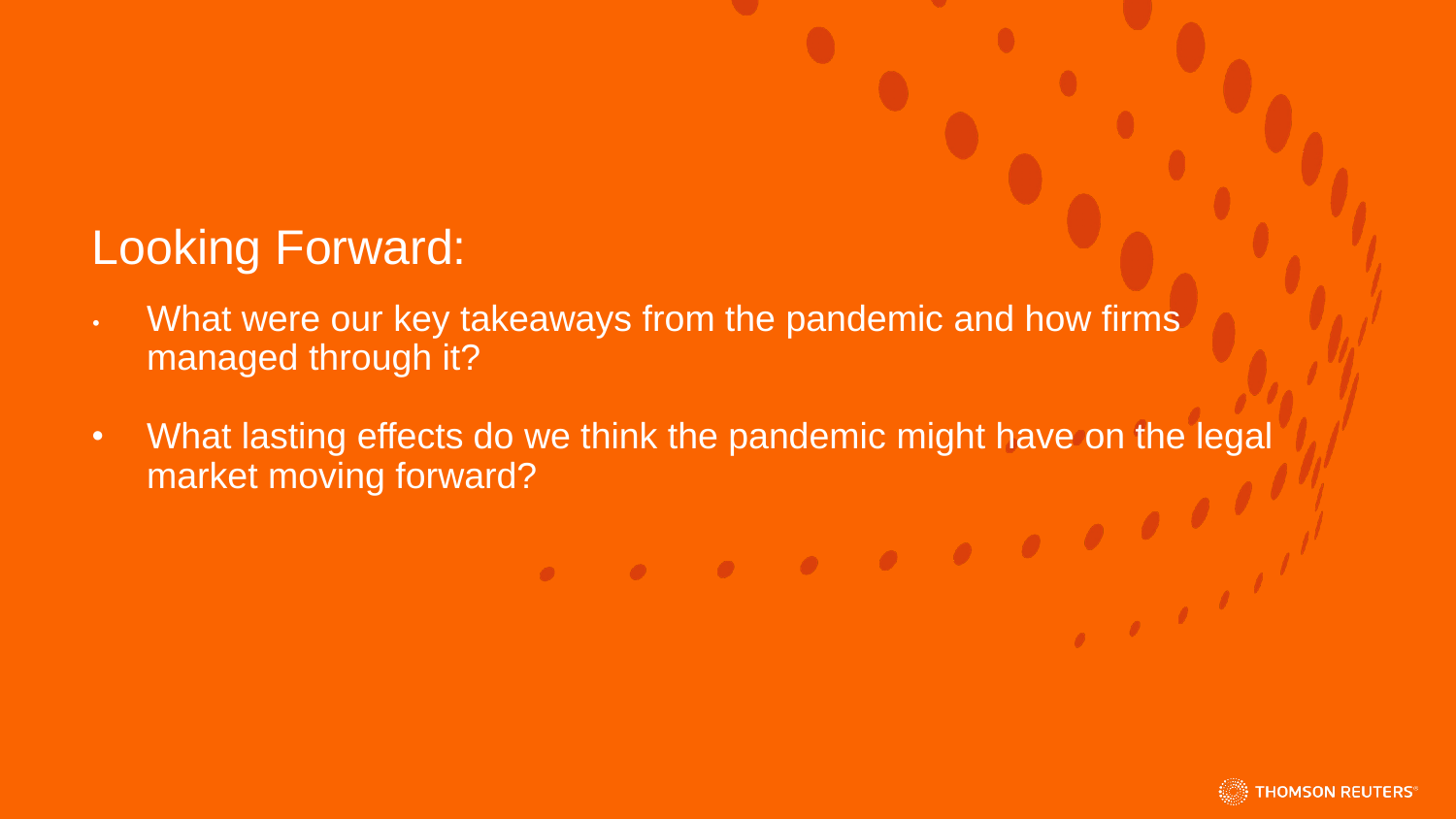## Looking Forward:

- What were our key takeaways from the pandemic and how firms managed through it?
- What lasting effects do we think the pandemic might have on the legal market moving forward?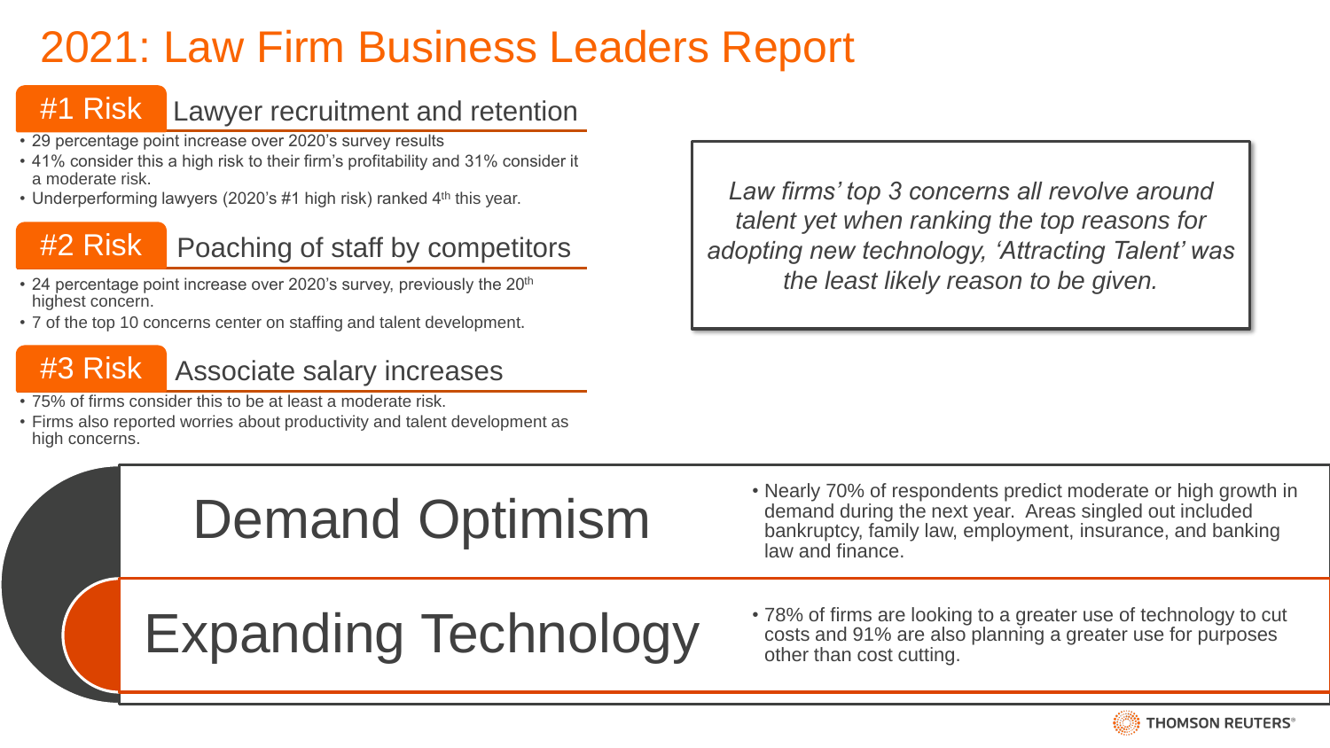# 2021: Law Firm Business Leaders Report

## #1 Risk Lawyer recruitment and retention

- 29 percentage point increase over 2020's survey results
- 41% consider this a high risk to their firm's profitability and 31% consider it a moderate risk.
- Underperforming lawyers (2020's #1 high risk) ranked 4th this year.

## #2 Risk Poaching of staff by competitors

- 24 percentage point increase over 2020's survey, previously the 20th highest concern.
- 7 of the top 10 concerns center on staffing and talent development.

## #3 Risk Associate salary increases

- 75% of firms consider this to be at least a moderate risk.
- Firms also reported worries about productivity and talent development as high concerns.

*Law firms' top 3 concerns all revolve around talent yet when ranking the top reasons for adopting new technology, 'Attracting Talent' was the least likely reason to be given.*

## Demand Optimism

- Nearly 70% of respondents predict moderate or high growth in demand during the next year. Areas singled out included bankruptcy, family law, employment, insurance, and banking law and finance.

## Expanding Technology

- 78% of firms are looking to a greater use of technology to cut costs and 91% are also planning a greater use for purposes other than cost cutting.

THOMSON REUTERS®